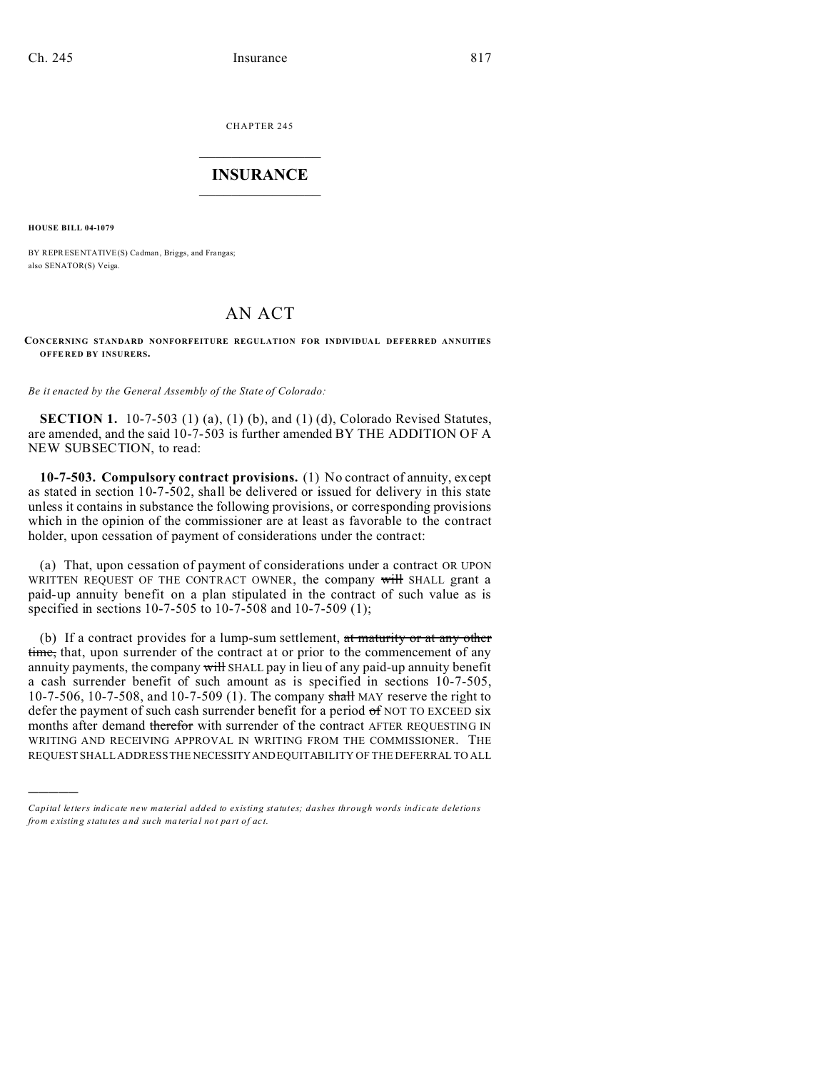CHAPTER 245

# INSURANCE

**HOUSE BILL 04-1079**

BY REPRESENTATIVE(S) Cadman, Briggs, and Frangas;
also SENATOR(S) Veiga.

# AN ACT

**CONCERNING STANDARD NONFORFEITURE REGULATION FOR INDIVIDUAL DEFERRED ANNUITIES OFFERED BY INSURERS.**

*Be it enacted by the General Assembly of the State of Colorado:*

**SECTION 1.** 10-7-503 (1) (a), (1) (b), and (1) (d), Colorado Revised Statutes, are amended, and the said 10-7-503 is further amended BY THE ADDITION OF A NEW SUBSECTION, to read:

**10-7-503. Compulsory contract provisions.** (1) No contract of annuity, except as stated in section 10-7-502, shall be delivered or issued for delivery in this state unless it contains in substance the following provisions, or corresponding provisions which in the opinion of the commissioner are at least as favorable to the contract holder, upon cessation of payment of considerations under the contract:

(a) That, upon cessation of payment of considerations under a contract OR UPON WRITTEN REQUEST OF THE CONTRACT OWNER, the company ~~will~~ SHALL grant a paid-up annuity benefit on a plan stipulated in the contract of such value as is specified in sections 10-7-505 to 10-7-508 and 10-7-509 (1);

(b) If a contract provides for a lump-sum settlement, ~~at maturity or at any other time,~~ that, upon surrender of the contract at or prior to the commencement of any annuity payments, the company ~~will~~ SHALL pay in lieu of any paid-up annuity benefit a cash surrender benefit of such amount as is specified in sections 10-7-505, 10-7-506, 10-7-508, and 10-7-509 (1). The company ~~shall~~ MAY reserve the right to defer the payment of such cash surrender benefit for a period ~~of~~ NOT TO EXCEED six months after demand ~~therefor~~ with surrender of the contract AFTER REQUESTING IN WRITING AND RECEIVING APPROVAL IN WRITING FROM THE COMMISSIONER. THE REQUEST SHALL ADDRESS THE NECESSITY AND EQUITABILITY OF THE DEFERRAL TO ALL

---

*Capital letters indicate new material added to existing statutes; dashes through words indicate deletions from existing statutes and such material not part of act.*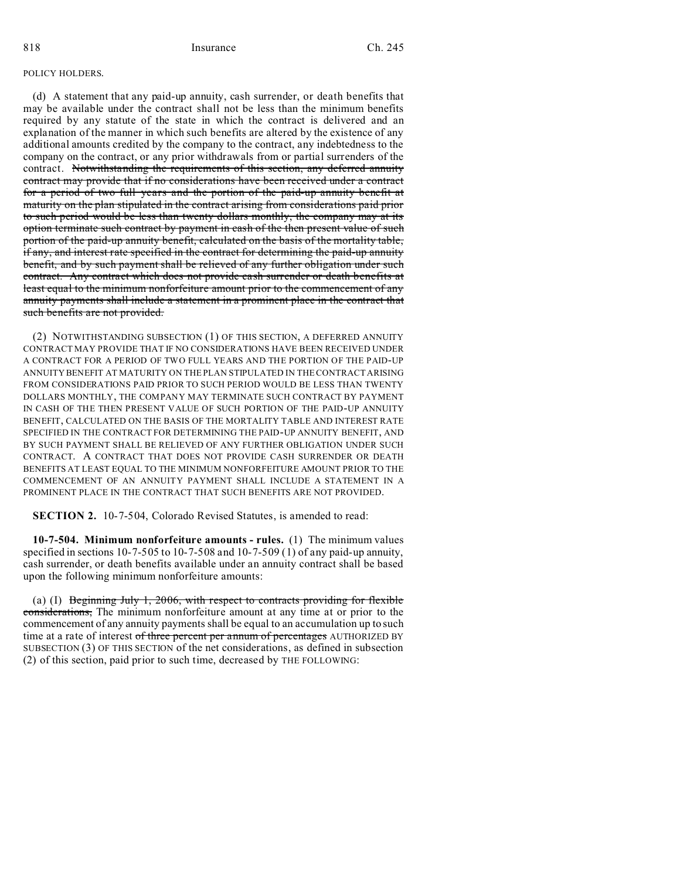POLICY HOLDERS.

(d) A statement that any paid-up annuity, cash surrender, or death benefits that may be available under the contract shall not be less than the minimum benefits required by any statute of the state in which the contract is delivered and an explanation of the manner in which such benefits are altered by the existence of any additional amounts credited by the company to the contract, any indebtedness to the company on the contract, or any prior withdrawals from or partial surrenders of the contract. ~~Notwithstanding the requirements of this section, any deferred annuity contract may provide that if no considerations have been received under a contract for a period of two full years and the portion of the paid-up annuity benefit at maturity on the plan stipulated in the contract arising from considerations paid prior to such period would be less than twenty dollars monthly, the company may at its option terminate such contract by payment in cash of the then present value of such portion of the paid-up annuity benefit, calculated on the basis of the mortality table, if any, and interest rate specified in the contract for determining the paid-up annuity benefit, and by such payment shall be relieved of any further obligation under such contract. Any contract which does not provide cash surrender or death benefits at least equal to the minimum nonforfeiture amount prior to the commencement of any annuity payments shall include a statement in a prominent place in the contract that such benefits are not provided.~~

(2) NOTWITHSTANDING SUBSECTION (1) OF THIS SECTION, A DEFERRED ANNUITY CONTRACT MAY PROVIDE THAT IF NO CONSIDERATIONS HAVE BEEN RECEIVED UNDER A CONTRACT FOR A PERIOD OF TWO FULL YEARS AND THE PORTION OF THE PAID-UP ANNUITY BENEFIT AT MATURITY ON THE PLAN STIPULATED IN THE CONTRACT ARISING FROM CONSIDERATIONS PAID PRIOR TO SUCH PERIOD WOULD BE LESS THAN TWENTY DOLLARS MONTHLY, THE COMPANY MAY TERMINATE SUCH CONTRACT BY PAYMENT IN CASH OF THE THEN PRESENT VALUE OF SUCH PORTION OF THE PAID-UP ANNUITY BENEFIT, CALCULATED ON THE BASIS OF THE MORTALITY TABLE AND INTEREST RATE SPECIFIED IN THE CONTRACT FOR DETERMINING THE PAID-UP ANNUITY BENEFIT, AND BY SUCH PAYMENT SHALL BE RELIEVED OF ANY FURTHER OBLIGATION UNDER SUCH CONTRACT. A CONTRACT THAT DOES NOT PROVIDE CASH SURRENDER OR DEATH BENEFITS AT LEAST EQUAL TO THE MINIMUM NONFORFEITURE AMOUNT PRIOR TO THE COMMENCEMENT OF AN ANNUITY PAYMENT SHALL INCLUDE A STATEMENT IN A PROMINENT PLACE IN THE CONTRACT THAT SUCH BENEFITS ARE NOT PROVIDED.

**SECTION 2.** 10-7-504, Colorado Revised Statutes, is amended to read:

**10-7-504. Minimum nonforfeiture amounts - rules.** (1) The minimum values specified in sections 10-7-505 to 10-7-508 and 10-7-509 (1) of any paid-up annuity, cash surrender, or death benefits available under an annuity contract shall be based upon the following minimum nonforfeiture amounts:

(a) (I) ~~Beginning July 1, 2006, with respect to contracts providing for flexible considerations,~~ The minimum nonforfeiture amount at any time at or prior to the commencement of any annuity payments shall be equal to an accumulation up to such time at a rate of interest ~~of three percent per annum of percentages~~ AUTHORIZED BY SUBSECTION (3) OF THIS SECTION of the net considerations, as defined in subsection (2) of this section, paid prior to such time, decreased by THE FOLLOWING: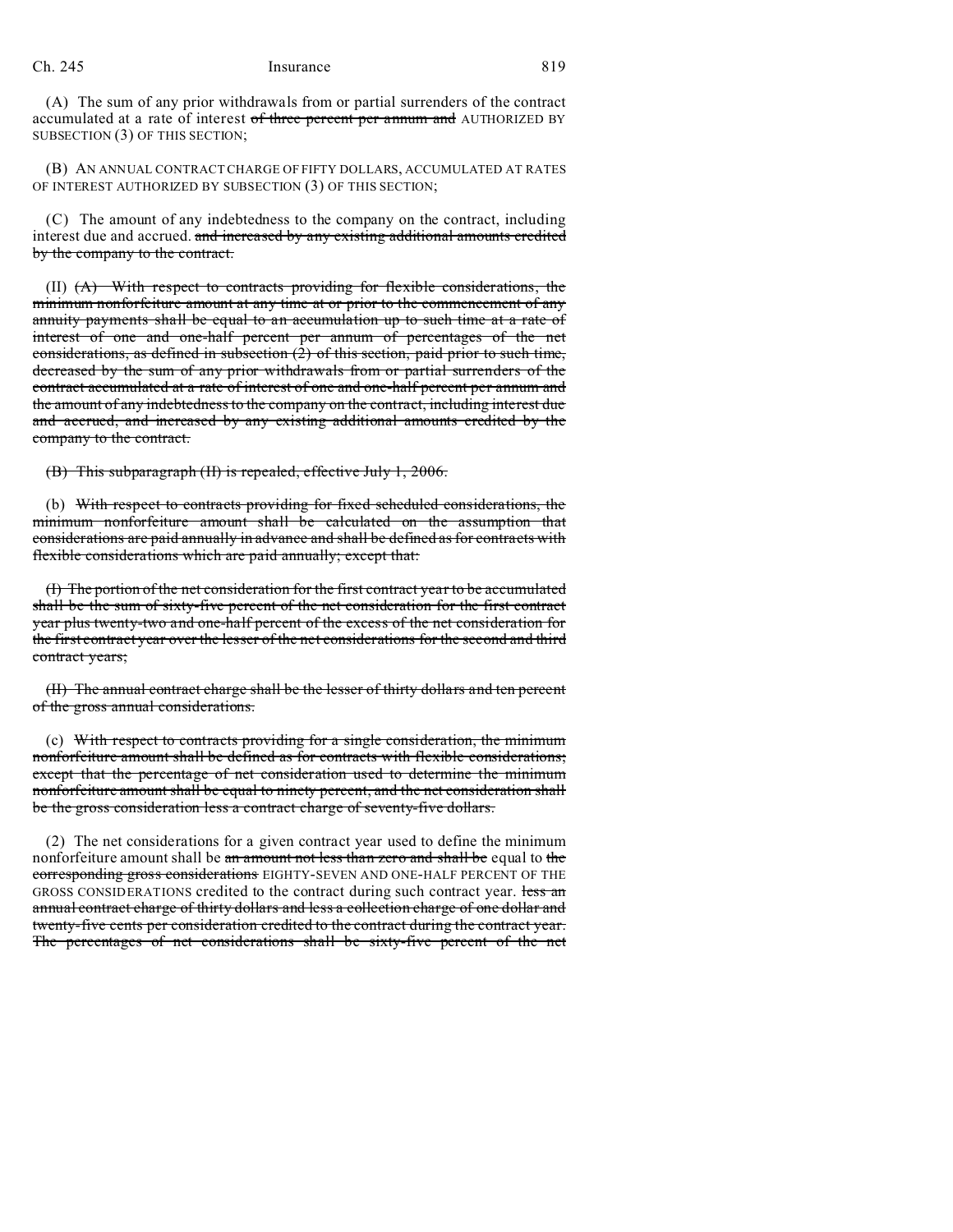(A) The sum of any prior withdrawals from or partial surrenders of the contract accumulated at a rate of interest ~~of three percent per annum and~~ AUTHORIZED BY SUBSECTION (3) OF THIS SECTION;

(B) AN ANNUAL CONTRACT CHARGE OF FIFTY DOLLARS, ACCUMULATED AT RATES OF INTEREST AUTHORIZED BY SUBSECTION (3) OF THIS SECTION;

(C) The amount of any indebtedness to the company on the contract, including interest due and accrued. ~~and increased by any existing additional amounts credited by the company to the contract.~~

(II) ~~(A) With respect to contracts providing for flexible considerations, the minimum nonforfeiture amount at any time at or prior to the commencement of any annuity payments shall be equal to an accumulation up to such time at a rate of interest of one and one-half percent per annum of percentages of the net considerations, as defined in subsection (2) of this section, paid prior to such time, decreased by the sum of any prior withdrawals from or partial surrenders of the contract accumulated at a rate of interest of one and one-half percent per annum and the amount of any indebtedness to the company on the contract, including interest due and accrued, and increased by any existing additional amounts credited by the company to the contract.~~

~~(B) This subparagraph (II) is repealed, effective July 1, 2006.~~

(b) ~~With respect to contracts providing for fixed scheduled considerations, the minimum nonforfeiture amount shall be calculated on the assumption that considerations are paid annually in advance and shall be defined as for contracts with flexible considerations which are paid annually; except that:~~

~~(I) The portion of the net consideration for the first contract year to be accumulated shall be the sum of sixty-five percent of the net consideration for the first contract year plus twenty-two and one-half percent of the excess of the net consideration for the first contract year over the lesser of the net considerations for the second and third contract years;~~

~~(II) The annual contract charge shall be the lesser of thirty dollars and ten percent of the gross annual considerations.~~

(c) ~~With respect to contracts providing for a single consideration, the minimum nonforfeiture amount shall be defined as for contracts with flexible considerations; except that the percentage of net consideration used to determine the minimum nonforfeiture amount shall be equal to ninety percent, and the net consideration shall be the gross consideration less a contract charge of seventy-five dollars.~~

(2) The net considerations for a given contract year used to define the minimum nonforfeiture amount shall be ~~an amount not less than zero and shall be~~ equal to ~~the corresponding gross considerations~~ EIGHTY-SEVEN AND ONE-HALF PERCENT OF THE GROSS CONSIDERATIONS credited to the contract during such contract year. ~~less an annual contract charge of thirty dollars and less a collection charge of one dollar and twenty-five cents per consideration credited to the contract during the contract year. The percentages of net considerations shall be sixty-five percent of the net~~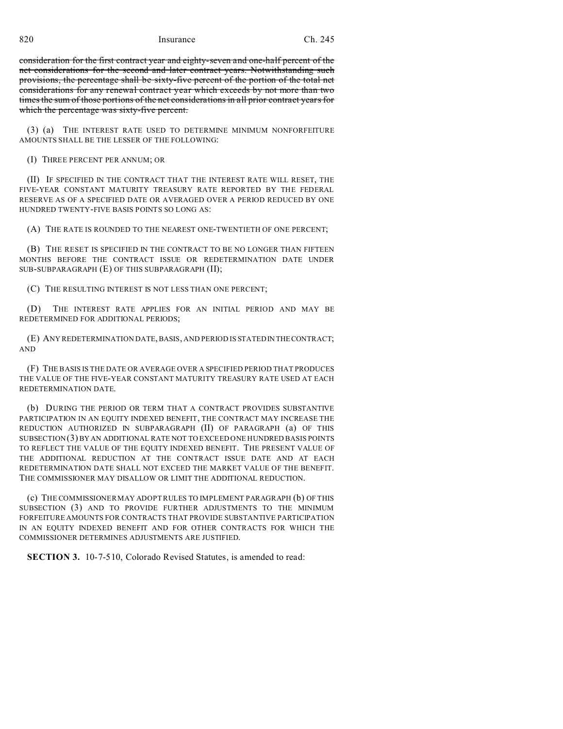~~consideration for the first contract year and eighty-seven and one-half percent of the net considerations for the second and later contract years. Notwithstanding such provisions, the percentage shall be sixty-five percent of the portion of the total net considerations for any renewal contract year which exceeds by not more than two times the sum of those portions of the net considerations in all prior contract years for which the percentage was sixty-five percent.~~

(3) (a) THE INTEREST RATE USED TO DETERMINE MINIMUM NONFORFEITURE AMOUNTS SHALL BE THE LESSER OF THE FOLLOWING:

(I) THREE PERCENT PER ANNUM; OR

(II) IF SPECIFIED IN THE CONTRACT THAT THE INTEREST RATE WILL RESET, THE FIVE-YEAR CONSTANT MATURITY TREASURY RATE REPORTED BY THE FEDERAL RESERVE AS OF A SPECIFIED DATE OR AVERAGED OVER A PERIOD REDUCED BY ONE HUNDRED TWENTY-FIVE BASIS POINTS SO LONG AS:

(A) THE RATE IS ROUNDED TO THE NEAREST ONE-TWENTIETH OF ONE PERCENT;

(B) THE RESET IS SPECIFIED IN THE CONTRACT TO BE NO LONGER THAN FIFTEEN MONTHS BEFORE THE CONTRACT ISSUE OR REDETERMINATION DATE UNDER SUB-SUBPARAGRAPH (E) OF THIS SUBPARAGRAPH (II);

(C) THE RESULTING INTEREST IS NOT LESS THAN ONE PERCENT;

(D) THE INTEREST RATE APPLIES FOR AN INITIAL PERIOD AND MAY BE REDETERMINED FOR ADDITIONAL PERIODS;

(E) ANY REDETERMINATION DATE, BASIS, AND PERIOD IS STATED IN THE CONTRACT; AND

(F) THE BASIS IS THE DATE OR AVERAGE OVER A SPECIFIED PERIOD THAT PRODUCES THE VALUE OF THE FIVE-YEAR CONSTANT MATURITY TREASURY RATE USED AT EACH REDETERMINATION DATE.

(b) DURING THE PERIOD OR TERM THAT A CONTRACT PROVIDES SUBSTANTIVE PARTICIPATION IN AN EQUITY INDEXED BENEFIT, THE CONTRACT MAY INCREASE THE REDUCTION AUTHORIZED IN SUBPARAGRAPH (II) OF PARAGRAPH (a) OF THIS SUBSECTION (3) BY AN ADDITIONAL RATE NOT TO EXCEED ONE HUNDRED BASIS POINTS TO REFLECT THE VALUE OF THE EQUITY INDEXED BENEFIT. THE PRESENT VALUE OF THE ADDITIONAL REDUCTION AT THE CONTRACT ISSUE DATE AND AT EACH REDETERMINATION DATE SHALL NOT EXCEED THE MARKET VALUE OF THE BENEFIT. THE COMMISSIONER MAY DISALLOW OR LIMIT THE ADDITIONAL REDUCTION.

(c) THE COMMISSIONER MAY ADOPT RULES TO IMPLEMENT PARAGRAPH (b) OF THIS SUBSECTION (3) AND TO PROVIDE FURTHER ADJUSTMENTS TO THE MINIMUM FORFEITURE AMOUNTS FOR CONTRACTS THAT PROVIDE SUBSTANTIVE PARTICIPATION IN AN EQUITY INDEXED BENEFIT AND FOR OTHER CONTRACTS FOR WHICH THE COMMISSIONER DETERMINES ADJUSTMENTS ARE JUSTIFIED.

**SECTION 3.** 10-7-510, Colorado Revised Statutes, is amended to read: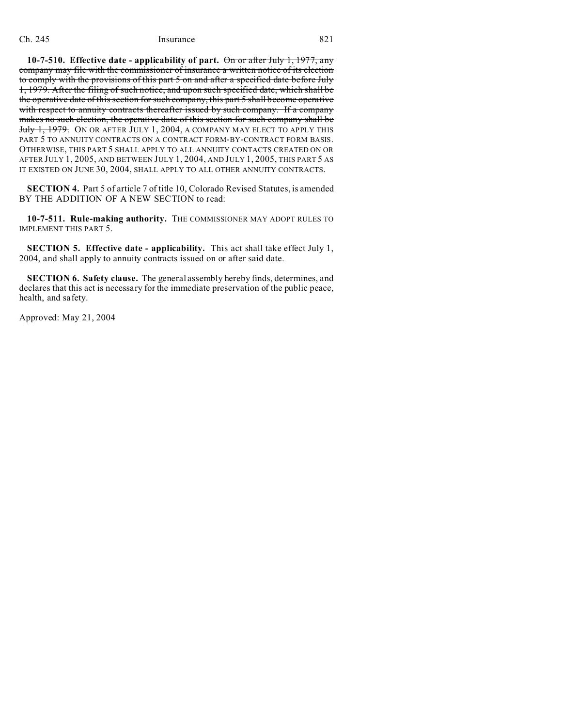**10-7-510. Effective date - applicability of part.** ~~On or after July 1, 1977, any company may file with the commissioner of insurance a written notice of its election to comply with the provisions of this part 5 on and after a specified date before July 1, 1979. After the filing of such notice, and upon such specified date, which shall be the operative date of this section for such company, this part 5 shall become operative with respect to annuity contracts thereafter issued by such company. If a company makes no such election, the operative date of this section for such company shall be July 1, 1979.~~ ON OR AFTER JULY 1, 2004, A COMPANY MAY ELECT TO APPLY THIS PART 5 TO ANNUITY CONTRACTS ON A CONTRACT FORM-BY-CONTRACT FORM BASIS. OTHERWISE, THIS PART 5 SHALL APPLY TO ALL ANNUITY CONTACTS CREATED ON OR AFTER JULY 1, 2005, AND BETWEEN JULY 1, 2004, AND JULY 1, 2005, THIS PART 5 AS IT EXISTED ON JUNE 30, 2004, SHALL APPLY TO ALL OTHER ANNUITY CONTRACTS.

**SECTION 4.** Part 5 of article 7 of title 10, Colorado Revised Statutes, is amended BY THE ADDITION OF A NEW SECTION to read:

**10-7-511. Rule-making authority.** THE COMMISSIONER MAY ADOPT RULES TO IMPLEMENT THIS PART 5.

**SECTION 5. Effective date - applicability.** This act shall take effect July 1, 2004, and shall apply to annuity contracts issued on or after said date.

**SECTION 6. Safety clause.** The general assembly hereby finds, determines, and declares that this act is necessary for the immediate preservation of the public peace, health, and safety.

Approved: May 21, 2004